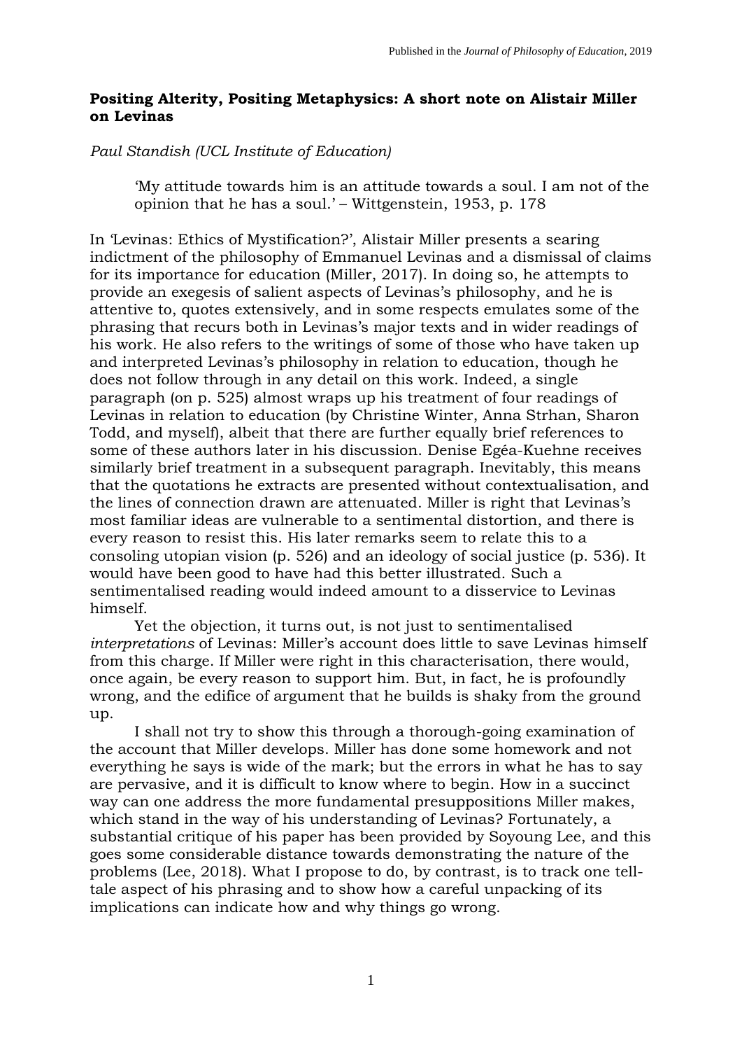**Positing Alterity, Positing Metaphysics: A short note on Alistair Miller on Levinas**

*Paul Standish (UCL Institute of Education)*

> 'My attitude towards him is an attitude towards a soul. I am not of the opinion that he has a soul.' – Wittgenstein, 1953, p. 178

In 'Levinas: Ethics of Mystification?', Alistair Miller presents a searing indictment of the philosophy of Emmanuel Levinas and a dismissal of claims for its importance for education (Miller, 2017). In doing so, he attempts to provide an exegesis of salient aspects of Levinas's philosophy, and he is attentive to, quotes extensively, and in some respects emulates some of the phrasing that recurs both in Levinas's major texts and in wider readings of his work. He also refers to the writings of some of those who have taken up and interpreted Levinas's philosophy in relation to education, though he does not follow through in any detail on this work. Indeed, a single paragraph (on p. 525) almost wraps up his treatment of four readings of Levinas in relation to education (by Christine Winter, Anna Strhan, Sharon Todd, and myself), albeit that there are further equally brief references to some of these authors later in his discussion. Denise Egéa-Kuehne receives similarly brief treatment in a subsequent paragraph. Inevitably, this means that the quotations he extracts are presented without contextualisation, and the lines of connection drawn are attenuated. Miller is right that Levinas's most familiar ideas are vulnerable to a sentimental distortion, and there is every reason to resist this. His later remarks seem to relate this to a consoling utopian vision (p. 526) and an ideology of social justice (p. 536). It would have been good to have had this better illustrated. Such a sentimentalised reading would indeed amount to a disservice to Levinas himself.

Yet the objection, it turns out, is not just to sentimentalised *interpretations* of Levinas: Miller's account does little to save Levinas himself from this charge. If Miller were right in this characterisation, there would, once again, be every reason to support him. But, in fact, he is profoundly wrong, and the edifice of argument that he builds is shaky from the ground up.

I shall not try to show this through a thorough-going examination of the account that Miller develops. Miller has done some homework and not everything he says is wide of the mark; but the errors in what he has to say are pervasive, and it is difficult to know where to begin. How in a succinct way can one address the more fundamental presuppositions Miller makes, which stand in the way of his understanding of Levinas? Fortunately, a substantial critique of his paper has been provided by Soyoung Lee, and this goes some considerable distance towards demonstrating the nature of the problems (Lee, 2018). What I propose to do, by contrast, is to track one tell-tale aspect of his phrasing and to show how a careful unpacking of its implications can indicate how and why things go wrong.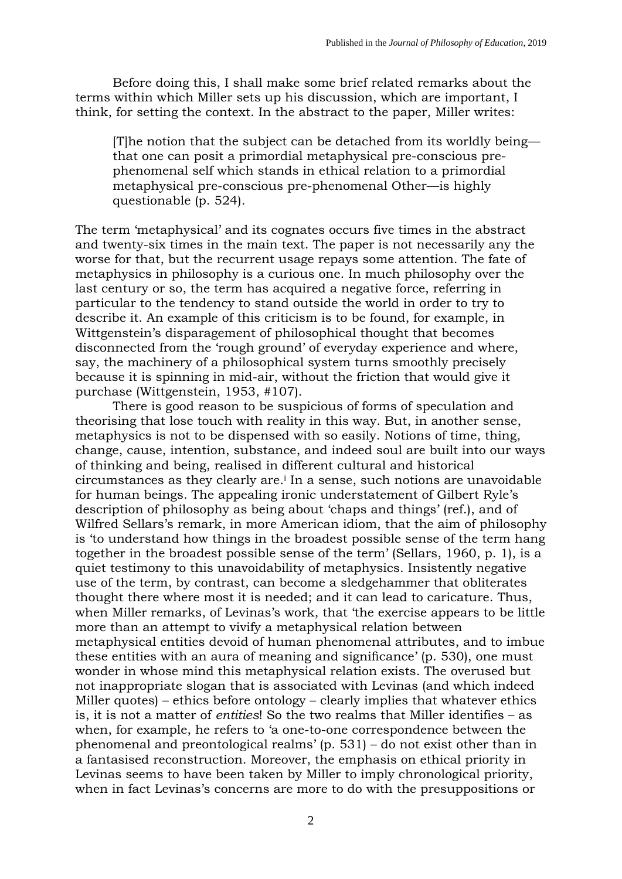Before doing this, I shall make some brief related remarks about the terms within which Miller sets up his discussion, which are important, I think, for setting the context. In the abstract to the paper, Miller writes:

> [T]he notion that the subject can be detached from its worldly being—that one can posit a primordial metaphysical pre-conscious pre-phenomenal self which stands in ethical relation to a primordial metaphysical pre-conscious pre-phenomenal Other—is highly questionable (p. 524).

The term 'metaphysical' and its cognates occurs five times in the abstract and twenty-six times in the main text. The paper is not necessarily any the worse for that, but the recurrent usage repays some attention. The fate of metaphysics in philosophy is a curious one. In much philosophy over the last century or so, the term has acquired a negative force, referring in particular to the tendency to stand outside the world in order to try to describe it. An example of this criticism is to be found, for example, in Wittgenstein's disparagement of philosophical thought that becomes disconnected from the 'rough ground' of everyday experience and where, say, the machinery of a philosophical system turns smoothly precisely because it is spinning in mid-air, without the friction that would give it purchase (Wittgenstein, 1953, #107).

There is good reason to be suspicious of forms of speculation and theorising that lose touch with reality in this way. But, in another sense, metaphysics is not to be dispensed with so easily. Notions of time, thing, change, cause, intention, substance, and indeed soul are built into our ways of thinking and being, realised in different cultural and historical circumstances as they clearly are.[i] In a sense, such notions are unavoidable for human beings. The appealing ironic understatement of Gilbert Ryle's description of philosophy as being about 'chaps and things' (ref.), and of Wilfred Sellars's remark, in more American idiom, that the aim of philosophy is 'to understand how things in the broadest possible sense of the term hang together in the broadest possible sense of the term' (Sellars, 1960, p. 1), is a quiet testimony to this unavoidability of metaphysics. Insistently negative use of the term, by contrast, can become a sledgehammer that obliterates thought there where most it is needed; and it can lead to caricature. Thus, when Miller remarks, of Levinas's work, that 'the exercise appears to be little more than an attempt to vivify a metaphysical relation between metaphysical entities devoid of human phenomenal attributes, and to imbue these entities with an aura of meaning and significance' (p. 530), one must wonder in whose mind this metaphysical relation exists. The overused but not inappropriate slogan that is associated with Levinas (and which indeed Miller quotes) – ethics before ontology – clearly implies that whatever ethics is, it is not a matter of *entities*! So the two realms that Miller identifies – as when, for example, he refers to 'a one-to-one correspondence between the phenomenal and preontological realms' (p. 531) – do not exist other than in a fantasised reconstruction. Moreover, the emphasis on ethical priority in Levinas seems to have been taken by Miller to imply chronological priority, when in fact Levinas's concerns are more to do with the presuppositions or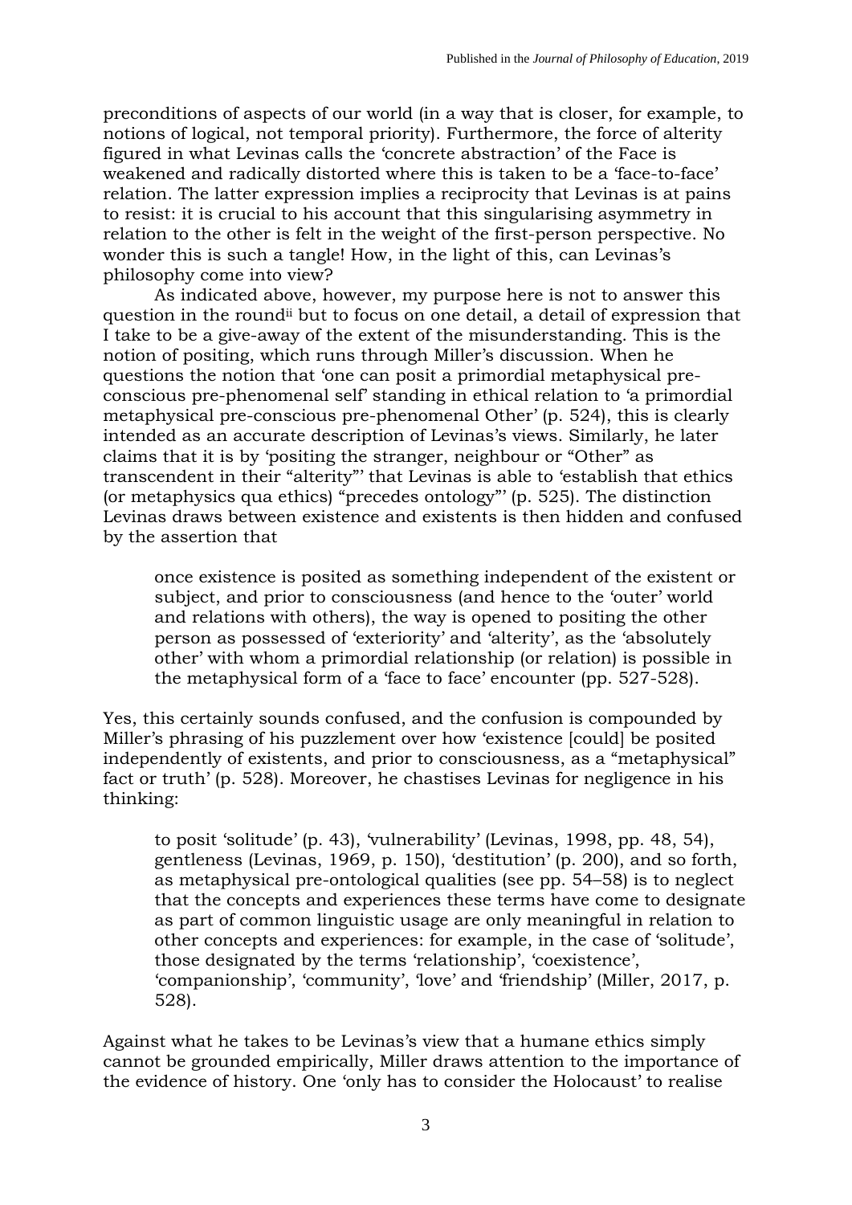preconditions of aspects of our world (in a way that is closer, for example, to notions of logical, not temporal priority). Furthermore, the force of alterity figured in what Levinas calls the 'concrete abstraction' of the Face is weakened and radically distorted where this is taken to be a 'face-to-face' relation. The latter expression implies a reciprocity that Levinas is at pains to resist: it is crucial to his account that this singularising asymmetry in relation to the other is felt in the weight of the first-person perspective. No wonder this is such a tangle! How, in the light of this, can Levinas's philosophy come into view?

As indicated above, however, my purpose here is not to answer this question in the round[ii] but to focus on one detail, a detail of expression that I take to be a give-away of the extent of the misunderstanding. This is the notion of positing, which runs through Miller's discussion. When he questions the notion that 'one can posit a primordial metaphysical pre-conscious pre-phenomenal self' standing in ethical relation to 'a primordial metaphysical pre-conscious pre-phenomenal Other' (p. 524), this is clearly intended as an accurate description of Levinas's views. Similarly, he later claims that it is by 'positing the stranger, neighbour or "Other" as transcendent in their "alterity"' that Levinas is able to 'establish that ethics (or metaphysics qua ethics) "precedes ontology"' (p. 525). The distinction Levinas draws between existence and existents is then hidden and confused by the assertion that

> once existence is posited as something independent of the existent or subject, and prior to consciousness (and hence to the 'outer' world and relations with others), the way is opened to positing the other person as possessed of 'exteriority' and 'alterity', as the 'absolutely other' with whom a primordial relationship (or relation) is possible in the metaphysical form of a 'face to face' encounter (pp. 527-528).

Yes, this certainly sounds confused, and the confusion is compounded by Miller's phrasing of his puzzlement over how 'existence [could] be posited independently of existents, and prior to consciousness, as a "metaphysical" fact or truth' (p. 528). Moreover, he chastises Levinas for negligence in his thinking:

> to posit 'solitude' (p. 43), 'vulnerability' (Levinas, 1998, pp. 48, 54), gentleness (Levinas, 1969, p. 150), 'destitution' (p. 200), and so forth, as metaphysical pre-ontological qualities (see pp. 54–58) is to neglect that the concepts and experiences these terms have come to designate as part of common linguistic usage are only meaningful in relation to other concepts and experiences: for example, in the case of 'solitude', those designated by the terms 'relationship', 'coexistence', 'companionship', 'community', 'love' and 'friendship' (Miller, 2017, p. 528).

Against what he takes to be Levinas's view that a humane ethics simply cannot be grounded empirically, Miller draws attention to the importance of the evidence of history. One 'only has to consider the Holocaust' to realise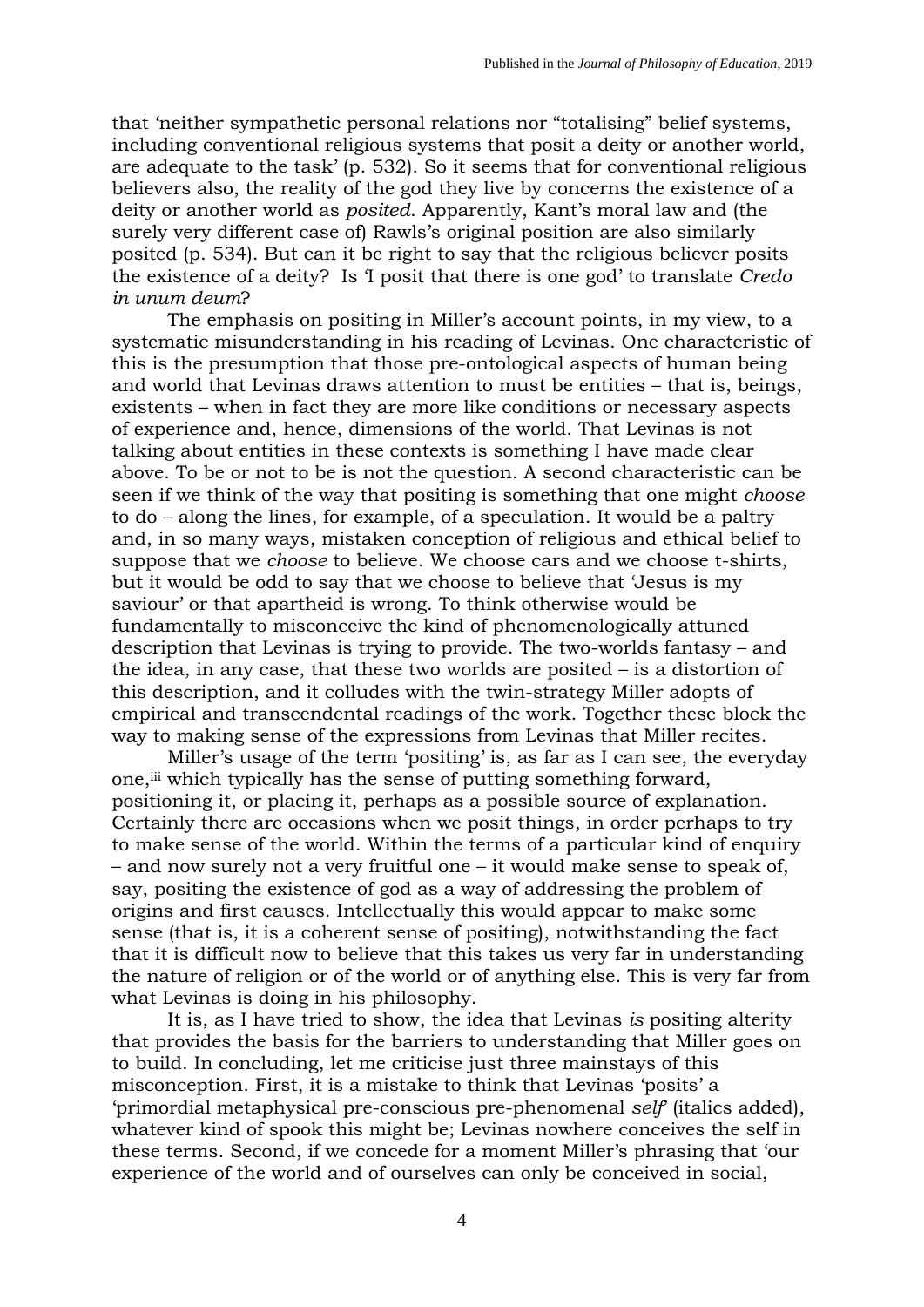that 'neither sympathetic personal relations nor "totalising" belief systems, including conventional religious systems that posit a deity or another world, are adequate to the task' (p. 532). So it seems that for conventional religious believers also, the reality of the god they live by concerns the existence of a deity or another world as *posited*. Apparently, Kant's moral law and (the surely very different case of) Rawls's original position are also similarly posited (p. 534). But can it be right to say that the religious believer posits the existence of a deity? Is 'I posit that there is one god' to translate *Credo in unum deum*?

The emphasis on positing in Miller's account points, in my view, to a systematic misunderstanding in his reading of Levinas. One characteristic of this is the presumption that those pre-ontological aspects of human being and world that Levinas draws attention to must be entities – that is, beings, existents – when in fact they are more like conditions or necessary aspects of experience and, hence, dimensions of the world. That Levinas is not talking about entities in these contexts is something I have made clear above. To be or not to be is not the question. A second characteristic can be seen if we think of the way that positing is something that one might *choose* to do – along the lines, for example, of a speculation. It would be a paltry and, in so many ways, mistaken conception of religious and ethical belief to suppose that we *choose* to believe. We choose cars and we choose t-shirts, but it would be odd to say that we choose to believe that 'Jesus is my saviour' or that apartheid is wrong. To think otherwise would be fundamentally to misconceive the kind of phenomenologically attuned description that Levinas is trying to provide. The two-worlds fantasy – and the idea, in any case, that these two worlds are posited – is a distortion of this description, and it colludes with the twin-strategy Miller adopts of empirical and transcendental readings of the work. Together these block the way to making sense of the expressions from Levinas that Miller recites.

Miller's usage of the term 'positing' is, as far as I can see, the everyday one,[iii] which typically has the sense of putting something forward, positioning it, or placing it, perhaps as a possible source of explanation. Certainly there are occasions when we posit things, in order perhaps to try to make sense of the world. Within the terms of a particular kind of enquiry – and now surely not a very fruitful one – it would make sense to speak of, say, positing the existence of god as a way of addressing the problem of origins and first causes. Intellectually this would appear to make some sense (that is, it is a coherent sense of positing), notwithstanding the fact that it is difficult now to believe that this takes us very far in understanding the nature of religion or of the world or of anything else. This is very far from what Levinas is doing in his philosophy.

It is, as I have tried to show, the idea that Levinas *is* positing alterity that provides the basis for the barriers to understanding that Miller goes on to build. In concluding, let me criticise just three mainstays of this misconception. First, it is a mistake to think that Levinas 'posits' a 'primordial metaphysical pre-conscious pre-phenomenal *self*' (italics added), whatever kind of spook this might be; Levinas nowhere conceives the self in these terms. Second, if we concede for a moment Miller's phrasing that 'our experience of the world and of ourselves can only be conceived in social,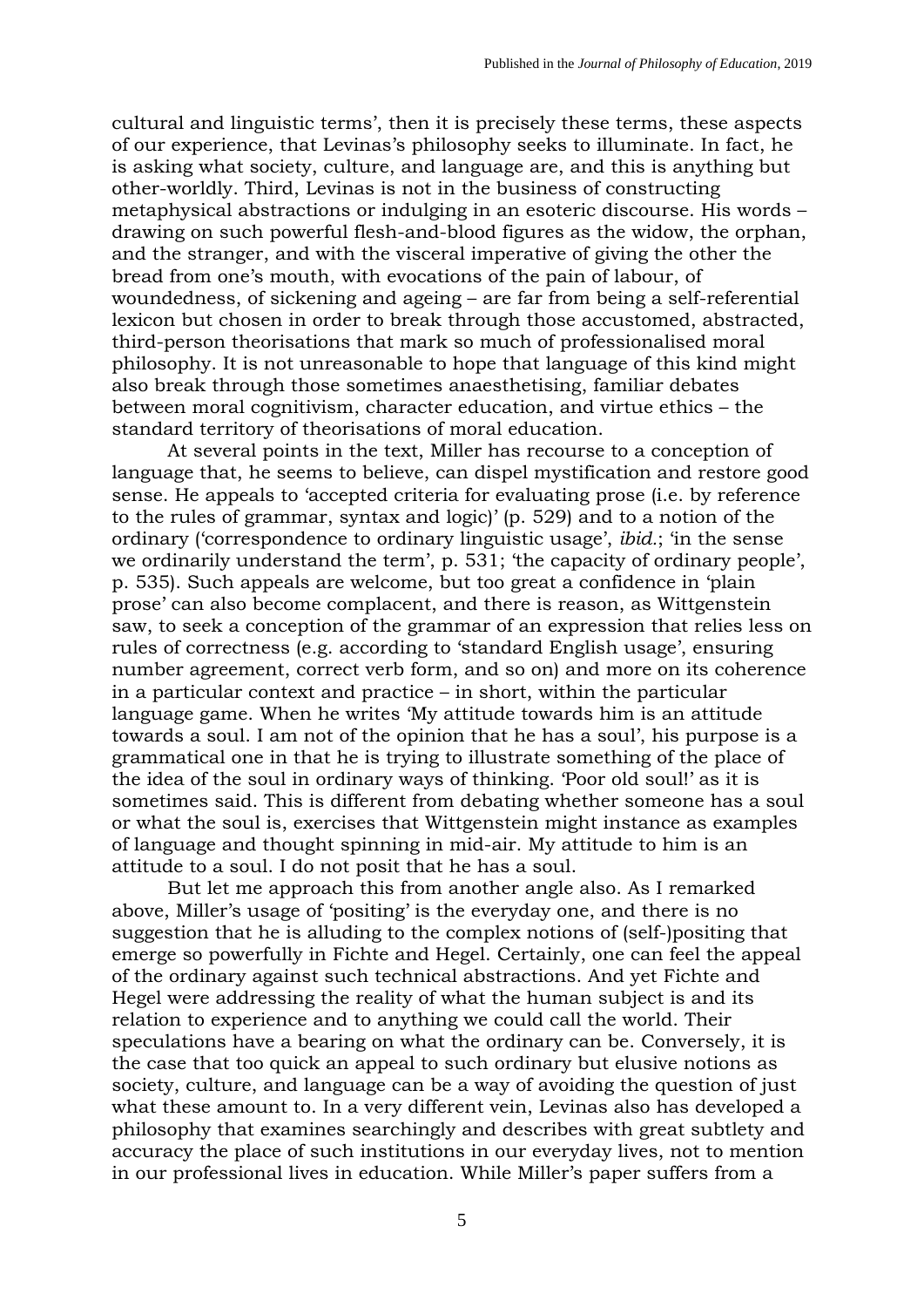cultural and linguistic terms', then it is precisely these terms, these aspects of our experience, that Levinas's philosophy seeks to illuminate. In fact, he is asking what society, culture, and language are, and this is anything but other-worldly. Third, Levinas is not in the business of constructing metaphysical abstractions or indulging in an esoteric discourse. His words – drawing on such powerful flesh-and-blood figures as the widow, the orphan, and the stranger, and with the visceral imperative of giving the other the bread from one's mouth, with evocations of the pain of labour, of woundedness, of sickening and ageing – are far from being a self-referential lexicon but chosen in order to break through those accustomed, abstracted, third-person theorisations that mark so much of professionalised moral philosophy. It is not unreasonable to hope that language of this kind might also break through those sometimes anaesthetising, familiar debates between moral cognitivism, character education, and virtue ethics – the standard territory of theorisations of moral education.

At several points in the text, Miller has recourse to a conception of language that, he seems to believe, can dispel mystification and restore good sense. He appeals to 'accepted criteria for evaluating prose (i.e. by reference to the rules of grammar, syntax and logic)' (p. 529) and to a notion of the ordinary ('correspondence to ordinary linguistic usage', *ibid.*; 'in the sense we ordinarily understand the term', p. 531; 'the capacity of ordinary people', p. 535). Such appeals are welcome, but too great a confidence in 'plain prose' can also become complacent, and there is reason, as Wittgenstein saw, to seek a conception of the grammar of an expression that relies less on rules of correctness (e.g. according to 'standard English usage', ensuring number agreement, correct verb form, and so on) and more on its coherence in a particular context and practice – in short, within the particular language game. When he writes 'My attitude towards him is an attitude towards a soul. I am not of the opinion that he has a soul', his purpose is a grammatical one in that he is trying to illustrate something of the place of the idea of the soul in ordinary ways of thinking. 'Poor old soul!' as it is sometimes said. This is different from debating whether someone has a soul or what the soul is, exercises that Wittgenstein might instance as examples of language and thought spinning in mid-air. My attitude to him is an attitude to a soul. I do not posit that he has a soul.

But let me approach this from another angle also. As I remarked above, Miller's usage of 'positing' is the everyday one, and there is no suggestion that he is alluding to the complex notions of (self-)positing that emerge so powerfully in Fichte and Hegel. Certainly, one can feel the appeal of the ordinary against such technical abstractions. And yet Fichte and Hegel were addressing the reality of what the human subject is and its relation to experience and to anything we could call the world. Their speculations have a bearing on what the ordinary can be. Conversely, it is the case that too quick an appeal to such ordinary but elusive notions as society, culture, and language can be a way of avoiding the question of just what these amount to. In a very different vein, Levinas also has developed a philosophy that examines searchingly and describes with great subtlety and accuracy the place of such institutions in our everyday lives, not to mention in our professional lives in education. While Miller's paper suffers from a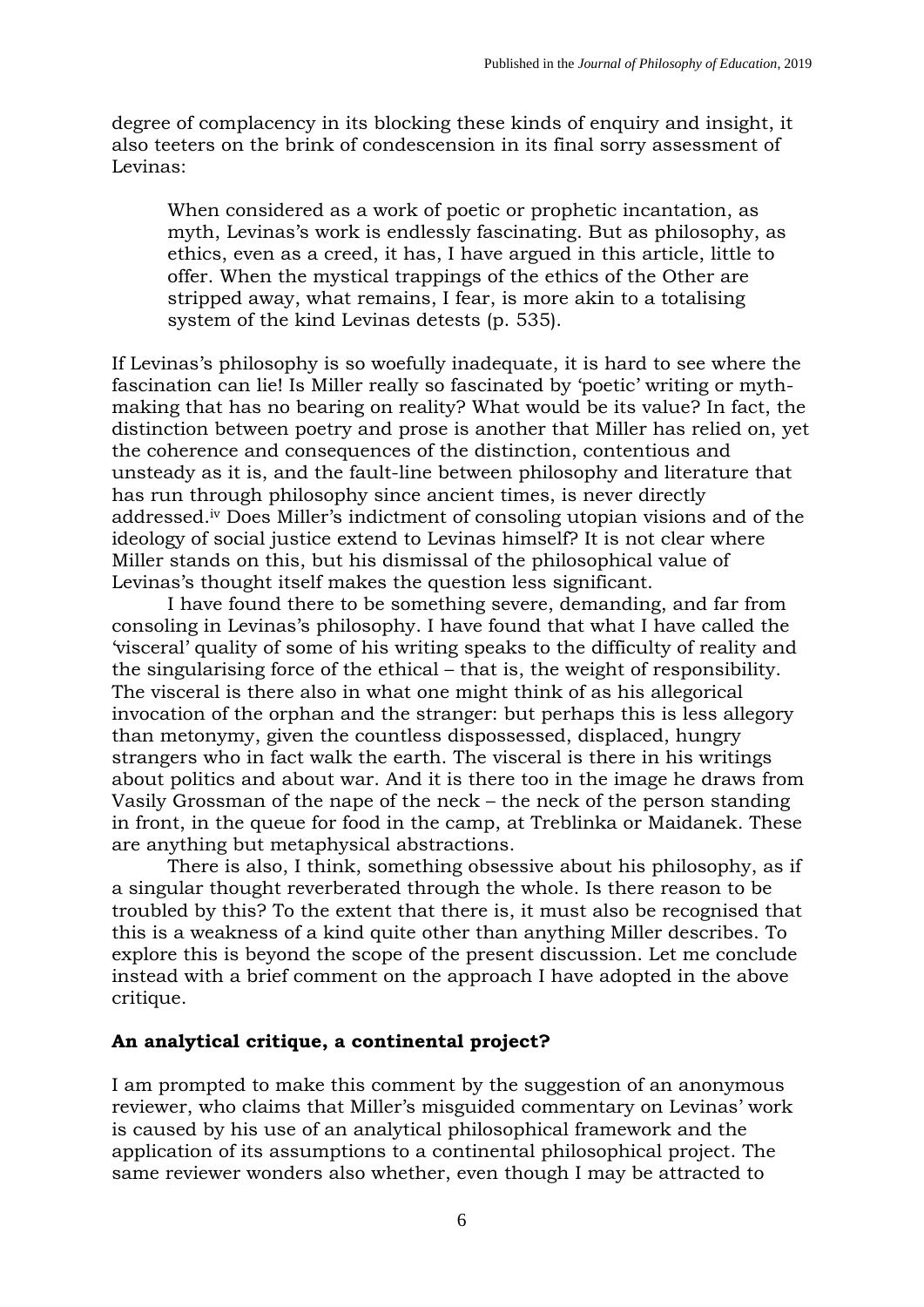degree of complacency in its blocking these kinds of enquiry and insight, it also teeters on the brink of condescension in its final sorry assessment of Levinas:

> When considered as a work of poetic or prophetic incantation, as myth, Levinas's work is endlessly fascinating. But as philosophy, as ethics, even as a creed, it has, I have argued in this article, little to offer. When the mystical trappings of the ethics of the Other are stripped away, what remains, I fear, is more akin to a totalising system of the kind Levinas detests (p. 535).

If Levinas's philosophy is so woefully inadequate, it is hard to see where the fascination can lie! Is Miller really so fascinated by 'poetic' writing or myth-making that has no bearing on reality? What would be its value? In fact, the distinction between poetry and prose is another that Miller has relied on, yet the coherence and consequences of the distinction, contentious and unsteady as it is, and the fault-line between philosophy and literature that has run through philosophy since ancient times, is never directly addressed.[iv] Does Miller's indictment of consoling utopian visions and of the ideology of social justice extend to Levinas himself? It is not clear where Miller stands on this, but his dismissal of the philosophical value of Levinas's thought itself makes the question less significant.

I have found there to be something severe, demanding, and far from consoling in Levinas's philosophy. I have found that what I have called the 'visceral' quality of some of his writing speaks to the difficulty of reality and the singularising force of the ethical – that is, the weight of responsibility. The visceral is there also in what one might think of as his allegorical invocation of the orphan and the stranger: but perhaps this is less allegory than metonymy, given the countless dispossessed, displaced, hungry strangers who in fact walk the earth. The visceral is there in his writings about politics and about war. And it is there too in the image he draws from Vasily Grossman of the nape of the neck – the neck of the person standing in front, in the queue for food in the camp, at Treblinka or Maidanek. These are anything but metaphysical abstractions.

There is also, I think, something obsessive about his philosophy, as if a singular thought reverberated through the whole. Is there reason to be troubled by this? To the extent that there is, it must also be recognised that this is a weakness of a kind quite other than anything Miller describes. To explore this is beyond the scope of the present discussion. Let me conclude instead with a brief comment on the approach I have adopted in the above critique.

## An analytical critique, a continental project?

I am prompted to make this comment by the suggestion of an anonymous reviewer, who claims that Miller's misguided commentary on Levinas' work is caused by his use of an analytical philosophical framework and the application of its assumptions to a continental philosophical project. The same reviewer wonders also whether, even though I may be attracted to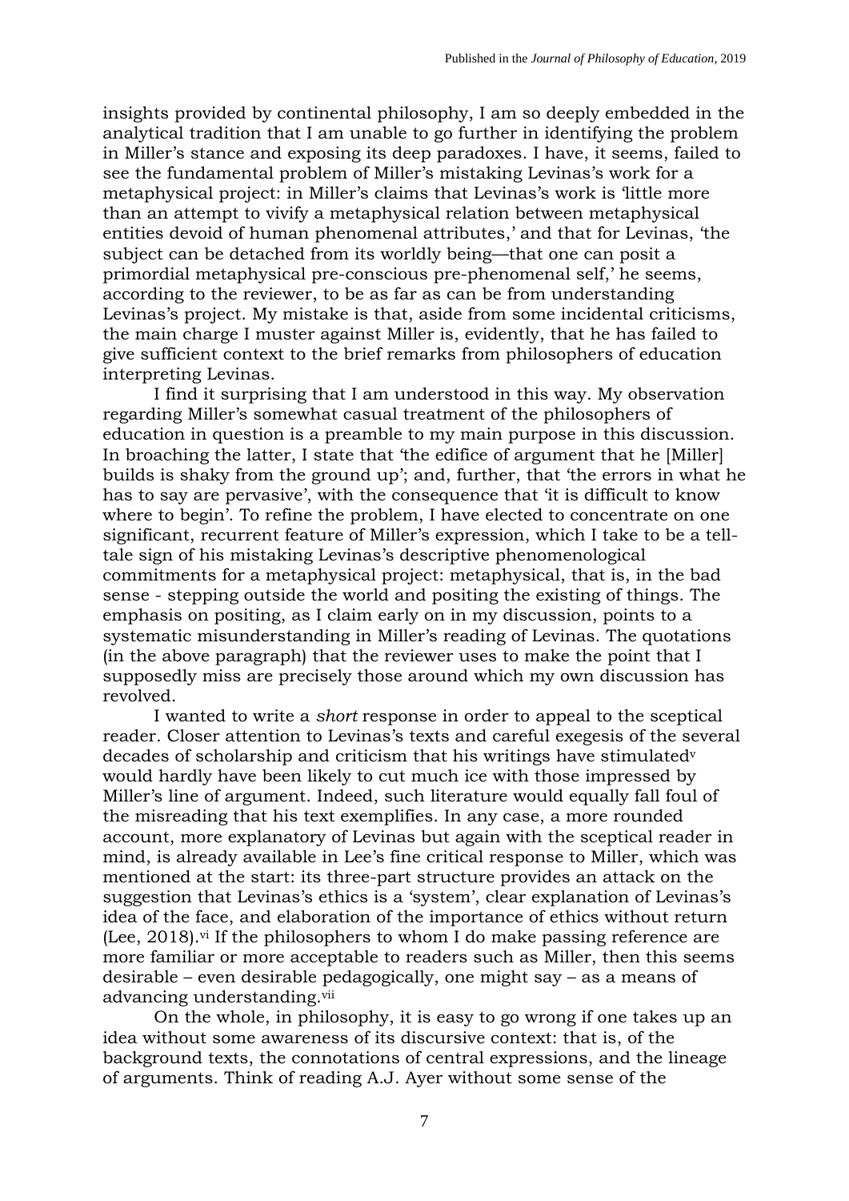insights provided by continental philosophy, I am so deeply embedded in the analytical tradition that I am unable to go further in identifying the problem in Miller's stance and exposing its deep paradoxes. I have, it seems, failed to see the fundamental problem of Miller's mistaking Levinas's work for a metaphysical project: in Miller's claims that Levinas's work is 'little more than an attempt to vivify a metaphysical relation between metaphysical entities devoid of human phenomenal attributes,' and that for Levinas, 'the subject can be detached from its worldly being—that one can posit a primordial metaphysical pre-conscious pre-phenomenal self,' he seems, according to the reviewer, to be as far as can be from understanding Levinas's project. My mistake is that, aside from some incidental criticisms, the main charge I muster against Miller is, evidently, that he has failed to give sufficient context to the brief remarks from philosophers of education interpreting Levinas.

I find it surprising that I am understood in this way. My observation regarding Miller's somewhat casual treatment of the philosophers of education in question is a preamble to my main purpose in this discussion. In broaching the latter, I state that 'the edifice of argument that he [Miller] builds is shaky from the ground up'; and, further, that 'the errors in what he has to say are pervasive', with the consequence that 'it is difficult to know where to begin'. To refine the problem, I have elected to concentrate on one significant, recurrent feature of Miller's expression, which I take to be a tell-tale sign of his mistaking Levinas's descriptive phenomenological commitments for a metaphysical project: metaphysical, that is, in the bad sense - stepping outside the world and positing the existing of things. The emphasis on positing, as I claim early on in my discussion, points to a systematic misunderstanding in Miller's reading of Levinas. The quotations (in the above paragraph) that the reviewer uses to make the point that I supposedly miss are precisely those around which my own discussion has revolved.

I wanted to write a *short* response in order to appeal to the sceptical reader. Closer attention to Levinas's texts and careful exegesis of the several decades of scholarship and criticism that his writings have stimulated[v] would hardly have been likely to cut much ice with those impressed by Miller's line of argument. Indeed, such literature would equally fall foul of the misreading that his text exemplifies. In any case, a more rounded account, more explanatory of Levinas but again with the sceptical reader in mind, is already available in Lee's fine critical response to Miller, which was mentioned at the start: its three-part structure provides an attack on the suggestion that Levinas's ethics is a 'system', clear explanation of Levinas's idea of the face, and elaboration of the importance of ethics without return (Lee, 2018).[vi] If the philosophers to whom I do make passing reference are more familiar or more acceptable to readers such as Miller, then this seems desirable – even desirable pedagogically, one might say – as a means of advancing understanding.[vii]

On the whole, in philosophy, it is easy to go wrong if one takes up an idea without some awareness of its discursive context: that is, of the background texts, the connotations of central expressions, and the lineage of arguments. Think of reading A.J. Ayer without some sense of the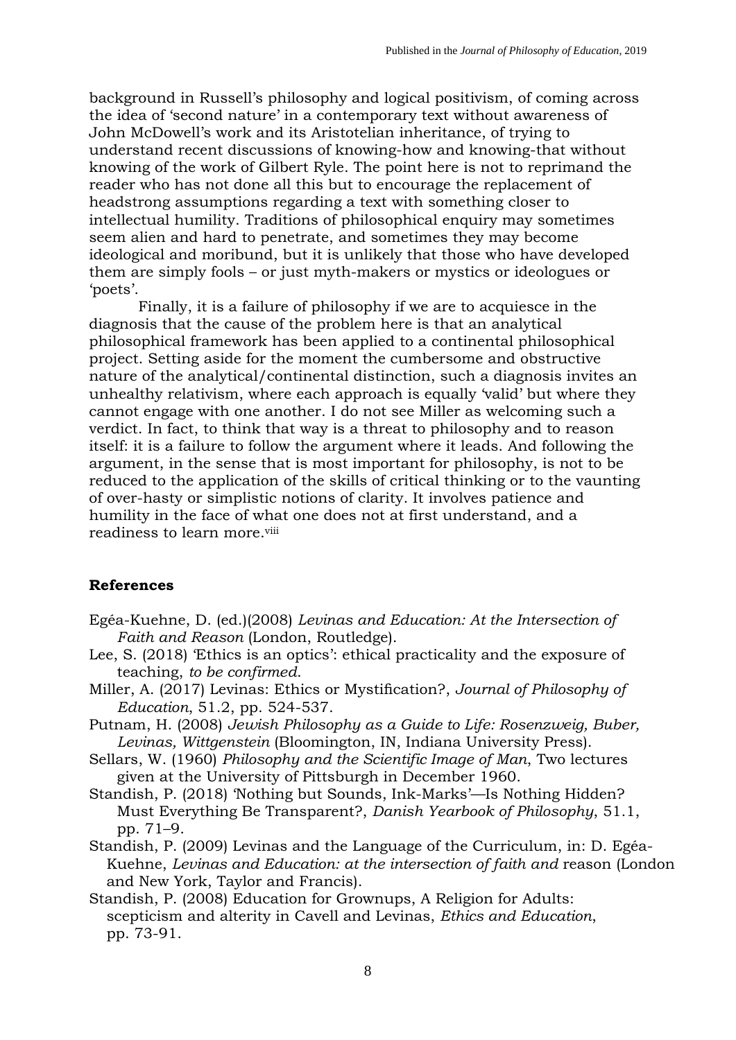background in Russell's philosophy and logical positivism, of coming across the idea of 'second nature' in a contemporary text without awareness of John McDowell's work and its Aristotelian inheritance, of trying to understand recent discussions of knowing-how and knowing-that without knowing of the work of Gilbert Ryle. The point here is not to reprimand the reader who has not done all this but to encourage the replacement of headstrong assumptions regarding a text with something closer to intellectual humility. Traditions of philosophical enquiry may sometimes seem alien and hard to penetrate, and sometimes they may become ideological and moribund, but it is unlikely that those who have developed them are simply fools – or just myth-makers or mystics or ideologues or 'poets'.

Finally, it is a failure of philosophy if we are to acquiesce in the diagnosis that the cause of the problem here is that an analytical philosophical framework has been applied to a continental philosophical project. Setting aside for the moment the cumbersome and obstructive nature of the analytical/continental distinction, such a diagnosis invites an unhealthy relativism, where each approach is equally 'valid' but where they cannot engage with one another. I do not see Miller as welcoming such a verdict. In fact, to think that way is a threat to philosophy and to reason itself: it is a failure to follow the argument where it leads. And following the argument, in the sense that is most important for philosophy, is not to be reduced to the application of the skills of critical thinking or to the vaunting of over-hasty or simplistic notions of clarity. It involves patience and humility in the face of what one does not at first understand, and a readiness to learn more.[viii]

## References

Egéa-Kuehne, D. (ed.)(2008) *Levinas and Education: At the Intersection of Faith and Reason* (London, Routledge).

Lee, S. (2018) 'Ethics is an optics': ethical practicality and the exposure of teaching, *to be confirmed*.

Miller, A. (2017) Levinas: Ethics or Mystification?, *Journal of Philosophy of Education*, 51.2, pp. 524-537.

Putnam, H. (2008) *Jewish Philosophy as a Guide to Life: Rosenzweig, Buber, Levinas, Wittgenstein* (Bloomington, IN, Indiana University Press).

Sellars, W. (1960) *Philosophy and the Scientific Image of Man*, Two lectures given at the University of Pittsburgh in December 1960.

Standish, P. (2018) 'Nothing but Sounds, Ink-Marks'—Is Nothing Hidden? Must Everything Be Transparent?, *Danish Yearbook of Philosophy*, 51.1, pp. 71–9.

Standish, P. (2009) Levinas and the Language of the Curriculum, in: D. Egéa-Kuehne, *Levinas and Education: at the intersection of faith and* reason (London and New York, Taylor and Francis).

Standish, P. (2008) Education for Grownups, A Religion for Adults: scepticism and alterity in Cavell and Levinas, *Ethics and Education*, pp. 73-91.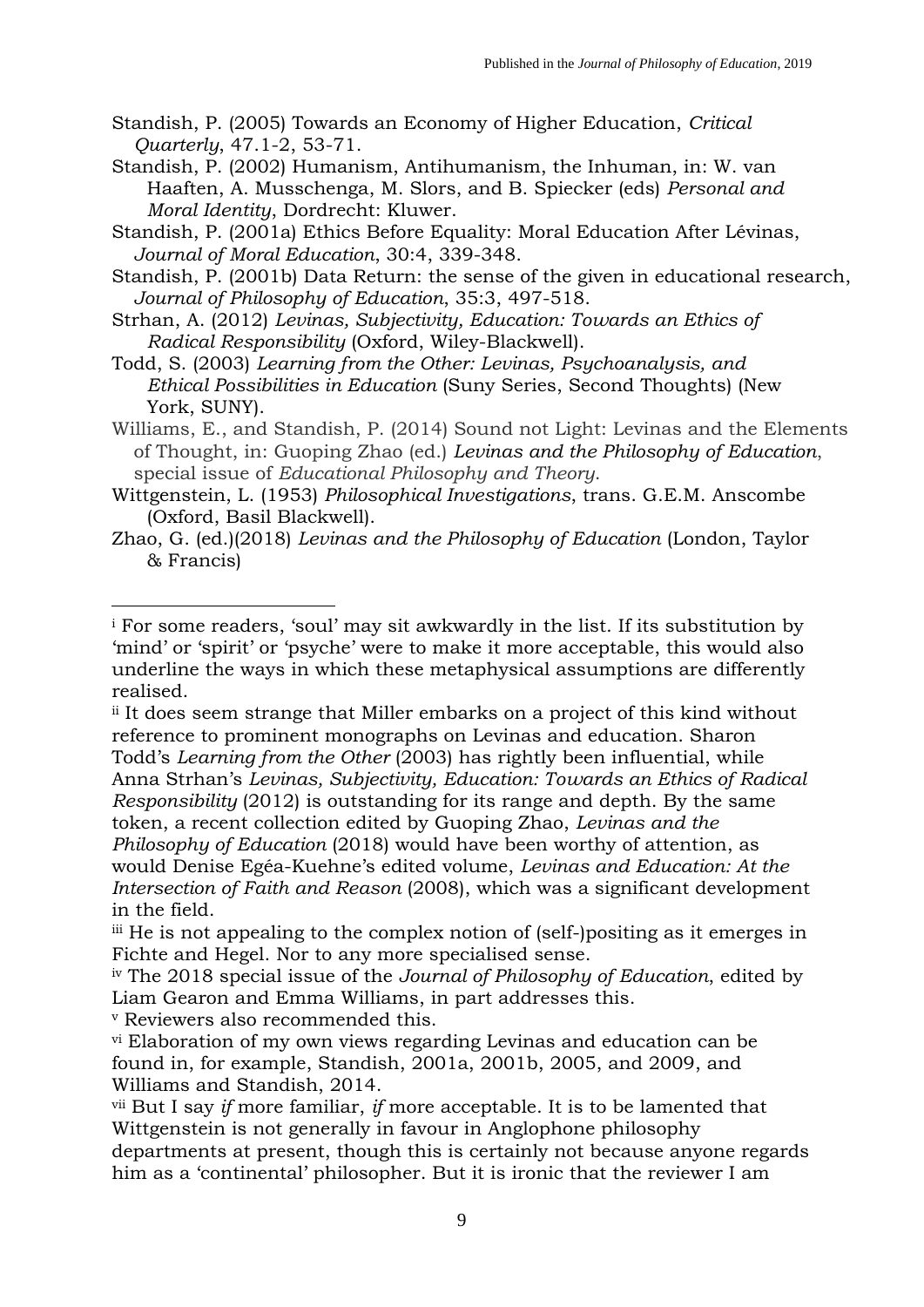Standish, P. (2005) Towards an Economy of Higher Education, *Critical Quarterly*, 47.1-2, 53-71.

Standish, P. (2002) Humanism, Antihumanism, the Inhuman, in: W. van Haaften, A. Musschenga, M. Slors, and B. Spiecker (eds) *Personal and Moral Identity*, Dordrecht: Kluwer.

Standish, P. (2001a) Ethics Before Equality: Moral Education After Lévinas, *Journal of Moral Education*, 30:4, 339-348.

Standish, P. (2001b) Data Return: the sense of the given in educational research, *Journal of Philosophy of Education*, 35:3, 497-518.

Strhan, A. (2012) *Levinas, Subjectivity, Education: Towards an Ethics of Radical Responsibility* (Oxford, Wiley-Blackwell).

Todd, S. (2003) *Learning from the Other: Levinas, Psychoanalysis, and Ethical Possibilities in Education* (Suny Series, Second Thoughts) (New York, SUNY).

Williams, E., and Standish, P. (2014) Sound not Light: Levinas and the Elements of Thought, in: Guoping Zhao (ed.) *Levinas and the Philosophy of Education*, special issue of *Educational Philosophy and Theory*.

Wittgenstein, L. (1953) *Philosophical Investigations*, trans. G.E.M. Anscombe (Oxford, Basil Blackwell).

Zhao, G. (ed.)(2018) *Levinas and the Philosophy of Education* (London, Taylor & Francis)

---

[i] For some readers, 'soul' may sit awkwardly in the list. If its substitution by 'mind' or 'spirit' or 'psyche' were to make it more acceptable, this would also underline the ways in which these metaphysical assumptions are differently realised.

[ii] It does seem strange that Miller embarks on a project of this kind without reference to prominent monographs on Levinas and education. Sharon Todd's *Learning from the Other* (2003) has rightly been influential, while Anna Strhan's *Levinas, Subjectivity, Education: Towards an Ethics of Radical Responsibility* (2012) is outstanding for its range and depth. By the same token, a recent collection edited by Guoping Zhao, *Levinas and the Philosophy of Education* (2018) would have been worthy of attention, as would Denise Egéa-Kuehne's edited volume, *Levinas and Education: At the Intersection of Faith and Reason* (2008), which was a significant development in the field.

[iii] He is not appealing to the complex notion of (self-)positing as it emerges in Fichte and Hegel. Nor to any more specialised sense.

[iv] The 2018 special issue of the *Journal of Philosophy of Education*, edited by Liam Gearon and Emma Williams, in part addresses this.

[v] Reviewers also recommended this.

[vi] Elaboration of my own views regarding Levinas and education can be found in, for example, Standish, 2001a, 2001b, 2005, and 2009, and Williams and Standish, 2014.

[vii] But I say *if* more familiar, *if* more acceptable. It is to be lamented that Wittgenstein is not generally in favour in Anglophone philosophy departments at present, though this is certainly not because anyone regards him as a 'continental' philosopher. But it is ironic that the reviewer I am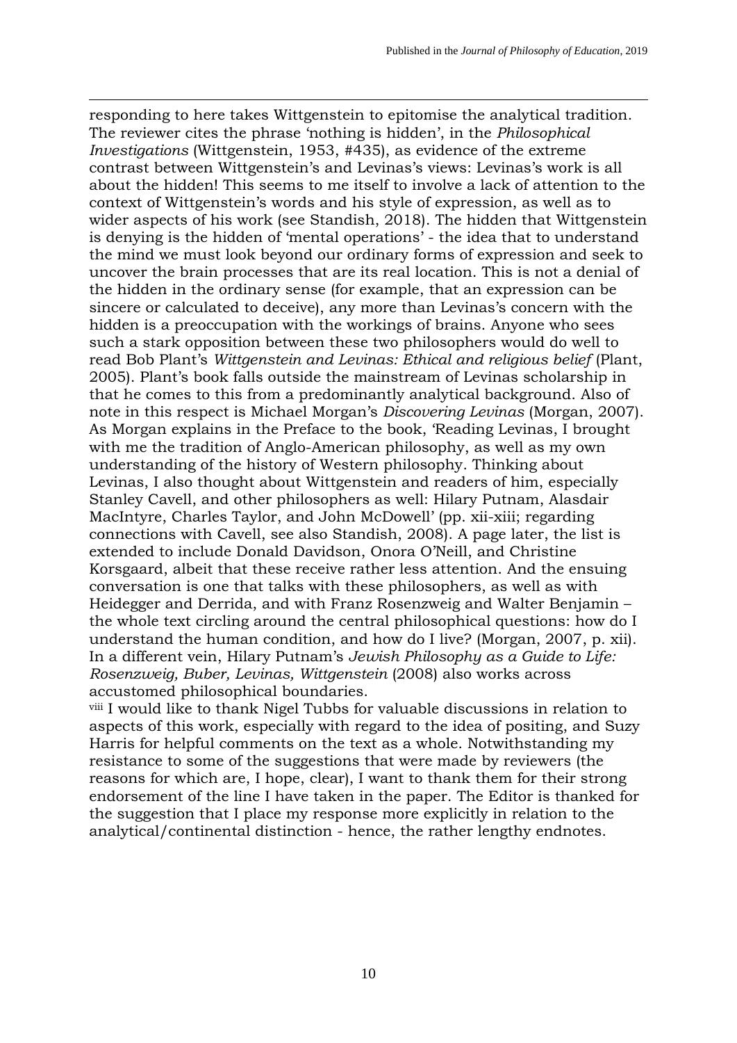responding to here takes Wittgenstein to epitomise the analytical tradition. The reviewer cites the phrase 'nothing is hidden', in the *Philosophical Investigations* (Wittgenstein, 1953, #435), as evidence of the extreme contrast between Wittgenstein's and Levinas's views: Levinas's work is all about the hidden! This seems to me itself to involve a lack of attention to the context of Wittgenstein's words and his style of expression, as well as to wider aspects of his work (see Standish, 2018). The hidden that Wittgenstein is denying is the hidden of 'mental operations' - the idea that to understand the mind we must look beyond our ordinary forms of expression and seek to uncover the brain processes that are its real location. This is not a denial of the hidden in the ordinary sense (for example, that an expression can be sincere or calculated to deceive), any more than Levinas's concern with the hidden is a preoccupation with the workings of brains. Anyone who sees such a stark opposition between these two philosophers would do well to read Bob Plant's *Wittgenstein and Levinas: Ethical and religious belief* (Plant, 2005). Plant's book falls outside the mainstream of Levinas scholarship in that he comes to this from a predominantly analytical background. Also of note in this respect is Michael Morgan's *Discovering Levinas* (Morgan, 2007). As Morgan explains in the Preface to the book, 'Reading Levinas, I brought with me the tradition of Anglo-American philosophy, as well as my own understanding of the history of Western philosophy. Thinking about Levinas, I also thought about Wittgenstein and readers of him, especially Stanley Cavell, and other philosophers as well: Hilary Putnam, Alasdair MacIntyre, Charles Taylor, and John McDowell' (pp. xii-xiii; regarding connections with Cavell, see also Standish, 2008). A page later, the list is extended to include Donald Davidson, Onora O'Neill, and Christine Korsgaard, albeit that these receive rather less attention. And the ensuing conversation is one that talks with these philosophers, as well as with Heidegger and Derrida, and with Franz Rosenzweig and Walter Benjamin – the whole text circling around the central philosophical questions: how do I understand the human condition, and how do I live? (Morgan, 2007, p. xii). In a different vein, Hilary Putnam's *Jewish Philosophy as a Guide to Life: Rosenzweig, Buber, Levinas, Wittgenstein* (2008) also works across accustomed philosophical boundaries.

[viii] I would like to thank Nigel Tubbs for valuable discussions in relation to aspects of this work, especially with regard to the idea of positing, and Suzy Harris for helpful comments on the text as a whole. Notwithstanding my resistance to some of the suggestions that were made by reviewers (the reasons for which are, I hope, clear), I want to thank them for their strong endorsement of the line I have taken in the paper. The Editor is thanked for the suggestion that I place my response more explicitly in relation to the analytical/continental distinction - hence, the rather lengthy endnotes.